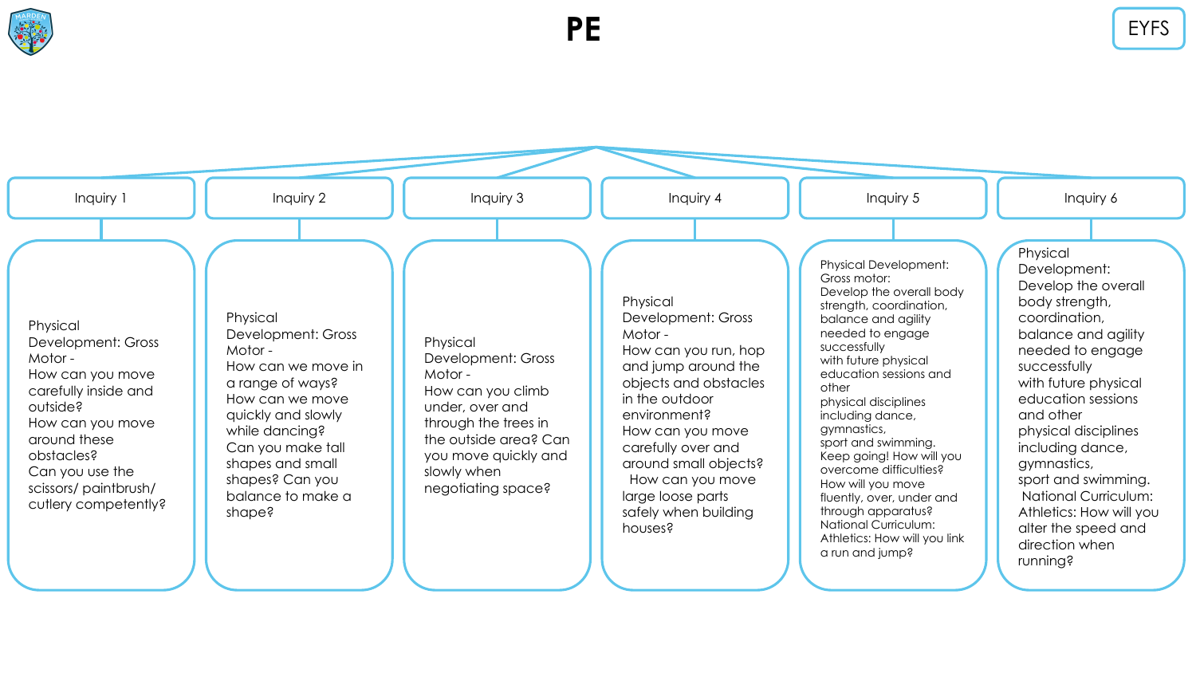# PE

EYFS

## Inquiry 1

Physical Development: Gross Motor -
How can you move carefully inside and outside?
How can you move around these obstacles?
Can you use the scissors/ paintbrush/ cutlery competently?

## Inquiry 2

Physical Development: Gross Motor -
How can we move in a range of ways?
How can we move quickly and slowly while dancing?
Can you make tall shapes and small shapes? Can you balance to make a shape?

## Inquiry 3

Physical Development: Gross Motor -
How can you climb under, over and through the trees in the outside area? Can you move quickly and slowly when negotiating space?

## Inquiry 4

Physical Development: Gross Motor -
How can you run, hop and jump around the objects and obstacles in the outdoor environment?
How can you move carefully over and around small objects?
How can you move large loose parts safely when building houses?

## Inquiry 5

Physical Development: Gross motor:
Develop the overall body strength, coordination, balance and agility needed to engage successfully with future physical education sessions and other physical disciplines including dance, gymnastics, sport and swimming.
Keep going! How will you overcome difficulties?
How will you move fluently, over, under and through apparatus?
National Curriculum:
Athletics: How will you link a run and jump?

## Inquiry 6

Physical Development:
Develop the overall body strength, coordination, balance and agility needed to engage successfully with future physical education sessions and other physical disciplines including dance, gymnastics, sport and swimming.
National Curriculum:
Athletics: How will you alter the speed and direction when running?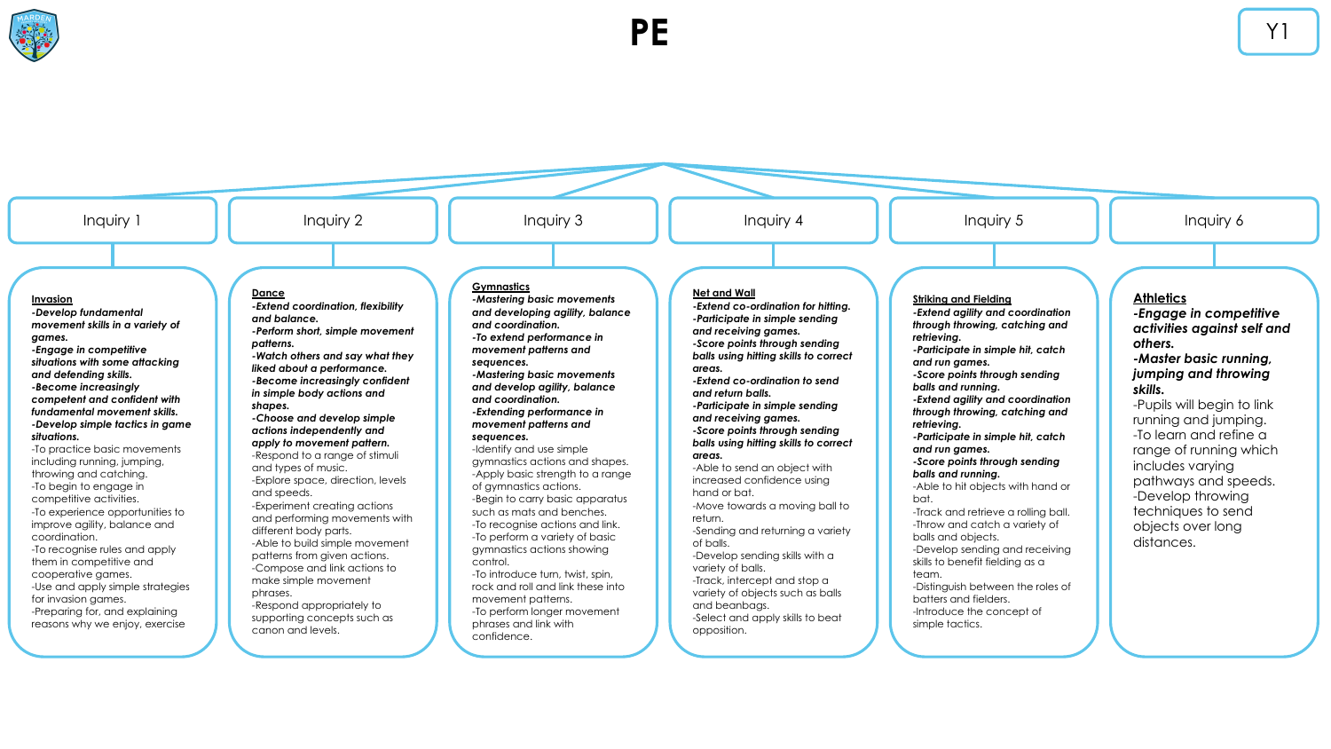# PE

Y1

## Inquiry 1

**Invasion**

***-Develop fundamental movement skills in a variety of games.***
***-Engage in competitive situations with some attacking and defending skills.***
***-Become increasingly competent and confident with fundamental movement skills.***
***-Develop simple tactics in game situations.***

-To practice basic movements including running, jumping, throwing and catching.
-To begin to engage in competitive activities.
-To experience opportunities to improve agility, balance and coordination.
-To recognise rules and apply them in competitive and cooperative games.
-Use and apply simple strategies for invasion games.
-Preparing for, and explaining reasons why we enjoy, exercise

## Inquiry 2

**Dance**

***-Extend coordination, flexibility and balance.***
***-Perform short, simple movement patterns.***
***-Watch others and say what they liked about a performance.***
***-Become increasingly confident in simple body actions and shapes.***
***-Choose and develop simple actions independently and apply to movement pattern.***

-Respond to a range of stimuli and types of music.
-Explore space, direction, levels and speeds.
-Experiment creating actions and performing movements with different body parts.
-Able to build simple movement patterns from given actions.
-Compose and link actions to make simple movement phrases.
-Respond appropriately to supporting concepts such as canon and levels.

## Inquiry 3

**Gymnastics**

***-Mastering basic movements and developing agility, balance and coordination.***
***-To extend performance in movement patterns and sequences.***
***-Mastering basic movements and develop agility, balance and coordination.***
***-Extending performance in movement patterns and sequences.***

-Identify and use simple gymnastics actions and shapes.
-Apply basic strength to a range of gymnastics actions.
-Begin to carry basic apparatus such as mats and benches.
-To recognise actions and link.
-To perform a variety of basic gymnastics actions showing control.
-To introduce turn, twist, spin, rock and roll and link these into movement patterns.
-To perform longer movement phrases and link with confidence.

## Inquiry 4

**Net and Wall**

***-Extend co-ordination for hitting.***
***-Participate in simple sending and receiving games.***
***-Score points through sending balls using hitting skills to correct areas.***
***-Extend co-ordination to send and return balls.***
***-Participate in simple sending and receiving games.***
***-Score points through sending balls using hitting skills to correct areas.***

-Able to send an object with increased confidence using hand or bat.
-Move towards a moving ball to return.
-Sending and returning a variety of balls.
-Develop sending skills with a variety of balls.
-Track, intercept and stop a variety of objects such as balls and beanbags.
-Select and apply skills to beat opposition.

## Inquiry 5

**Striking and Fielding**

***-Extend agility and coordination through throwing, catching and retrieving.***
***-Participate in simple hit, catch and run games.***
***-Score points through sending balls and running.***
***-Extend agility and coordination through throwing, catching and retrieving.***
***-Participate in simple hit, catch and run games.***
***-Score points through sending balls and running.***

-Able to hit objects with hand or bat.
-Track and retrieve a rolling ball.
-Throw and catch a variety of balls and objects.
-Develop sending and receiving skills to benefit fielding as a team.
-Distinguish between the roles of batters and fielders.
-Introduce the concept of simple tactics.

## Inquiry 6

**Athletics**

***-Engage in competitive activities against self and others.***
***-Master basic running, jumping and throwing skills.***

-Pupils will begin to link running and jumping.
-To learn and refine a range of running which includes varying pathways and speeds.
-Develop throwing techniques to send objects over long distances.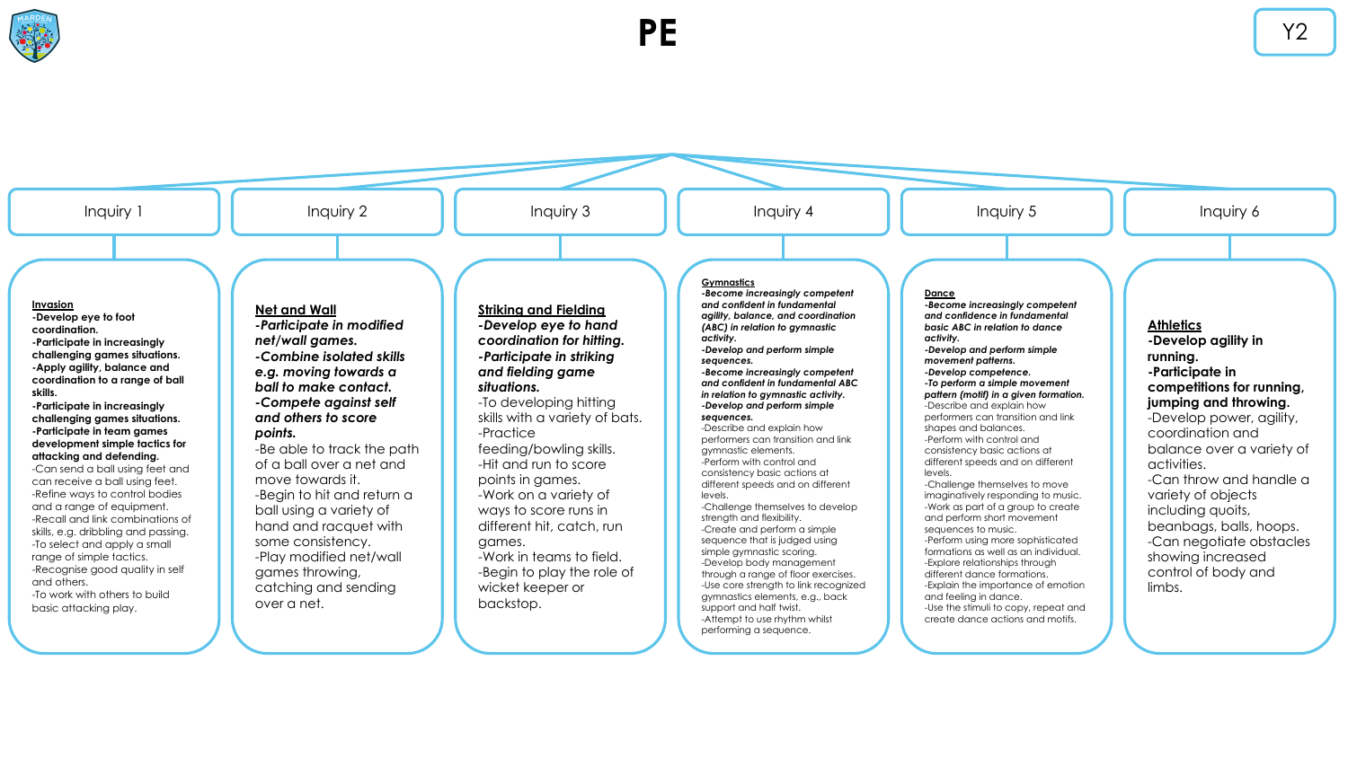# PE

Y2

## Inquiry 1

**Invasion**

**-Develop eye to foot coordination.**
**-Participate in increasingly challenging games situations.**
**-Apply agility, balance and coordination to a range of ball skills.**
**-Participate in increasingly challenging games situations.**
**-Participate in team games development simple tactics for attacking and defending.**
-Can send a ball using feet and can receive a ball using feet.
-Refine ways to control bodies and a range of equipment.
-Recall and link combinations of skills, e.g. dribbling and passing.
-To select and apply a small range of simple tactics.
-Recognise good quality in self and others.
-To work with others to build basic attacking play.

## Inquiry 2

**Net and Wall**

***-Participate in modified net/wall games.***
***-Combine isolated skills e.g. moving towards a ball to make contact.***
***-Compete against self and others to score points.***
-Be able to track the path of a ball over a net and move towards it.
-Begin to hit and return a ball using a variety of hand and racquet with some consistency.
-Play modified net/wall games throwing, catching and sending over a net.

## Inquiry 3

**Striking and Fielding**

***-Develop eye to hand coordination for hitting.***
***-Participate in striking and fielding game situations.***
-To developing hitting skills with a variety of bats.
-Practice feeding/bowling skills.
-Hit and run to score points in games.
-Work on a variety of ways to score runs in different hit, catch, run games.
-Work in teams to field.
-Begin to play the role of wicket keeper or backstop.

## Inquiry 4

**Gymnastics**

***-Become increasingly competent and confident in fundamental agility, balance, and coordination (ABC) in relation to gymnastic activity.***
***-Develop and perform simple sequences.***
***-Become increasingly competent and confident in fundamental ABC in relation to gymnastic activity.***
***-Develop and perform simple sequences.***
-Describe and explain how performers can transition and link gymnastic elements.
-Perform with control and consistency basic actions at different speeds and on different levels.
-Challenge themselves to develop strength and flexibility.
-Create and perform a simple sequence that is judged using simple gymnastic scoring.
-Develop body management through a range of floor exercises.
-Use core strength to link recognized gymnastics elements, e.g., back support and half twist.
-Attempt to use rhythm whilst performing a sequence.

## Inquiry 5

**Dance**

***-Become increasingly competent and confidence in fundamental basic ABC in relation to dance activity.***
***-Develop and perform simple movement patterns.***
***-Develop competence.***
***-To perform a simple movement pattern (motif) in a given formation.***
-Describe and explain how performers can transition and link shapes and balances.
-Perform with control and consistency basic actions at different speeds and on different levels.
-Challenge themselves to move imaginatively responding to music.
-Work as part of a group to create and perform short movement sequences to music.
-Perform using more sophisticated formations as well as an individual.
-Explore relationships through different dance formations.
-Explain the importance of emotion and feeling in dance.
-Use the stimuli to copy, repeat and create dance actions and motifs.

## Inquiry 6

**Athletics**

**-Develop agility in running.**
**-Participate in competitions for running, jumping and throwing.**
-Develop power, agility, coordination and balance over a variety of activities.
-Can throw and handle a variety of objects including quoits, beanbags, balls, hoops.
-Can negotiate obstacles showing increased control of body and limbs.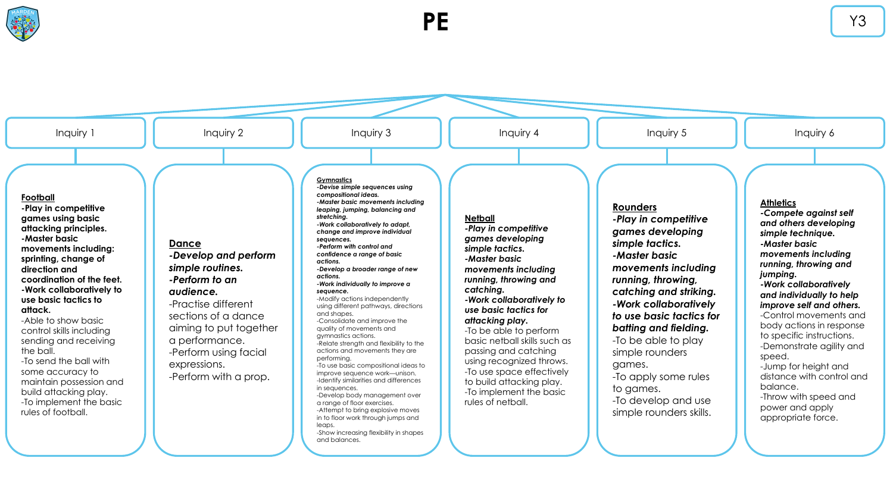# PE

Y3

## Inquiry 1

**Football**

**-Play in competitive games using basic attacking principles.**
**-Master basic movements including: sprinting, change of direction and coordination of the feet.**
**-Work collaboratively to use basic tactics to attack.**
-Able to show basic control skills including sending and receiving the ball.
-To send the ball with some accuracy to maintain possession and build attacking play.
-To implement the basic rules of football.

## Inquiry 2

**Dance**

***-Develop and perform simple routines.***
***-Perform to an audience.***
-Practise different sections of a dance aiming to put together a performance.
-Perform using facial expressions.
-Perform with a prop.

## Inquiry 3

**Gymnastics**

***-Devise simple sequences using compositional ideas.***
***-Master basic movements including leaping, jumping, balancing and stretching.***
***-Work collaboratively to adapt, change and improve individual sequences.***
***-Perform with control and confidence a range of basic actions.***
***-Develop a broader range of new actions.***
***-Work individually to improve a sequence.***
-Modify actions independently using different pathways, directions and shapes.
-Consolidate and improve the quality of movements and gymnastics actions.
-Relate strength and flexibility to the actions and movements they are performing.
-To use basic compositional ideas to improve sequence work—unison.
-Identify similarities and differences in sequences.
-Develop body management over a range of floor exercises.
-Attempt to bring explosive moves in to floor work through jumps and leaps.
-Show increasing flexibility in shapes and balances.

## Inquiry 4

**Netball**

***-Play in competitive games developing simple tactics.***
***-Master basic movements including running, throwing and catching.***
***-Work collaboratively to use basic tactics for attacking play.***
-To be able to perform basic netball skills such as passing and catching using recognized throws.
-To use space effectively to build attacking play.
-To implement the basic rules of netball.

## Inquiry 5

**Rounders**

***-Play in competitive games developing simple tactics.***
***-Master basic movements including running, throwing, catching and striking.***
***-Work collaboratively to use basic tactics for batting and fielding.***
-To be able to play simple rounders games.
-To apply some rules to games.
-To develop and use simple rounders skills.

## Inquiry 6

**Athletics**

***-Compete against self and others developing simple technique.***
***-Master basic movements including running, throwing and jumping.***
***-Work collaboratively and individually to help improve self and others.***
-Control movements and body actions in response to specific instructions.
-Demonstrate agility and speed.
-Jump for height and distance with control and balance.
-Throw with speed and power and apply appropriate force.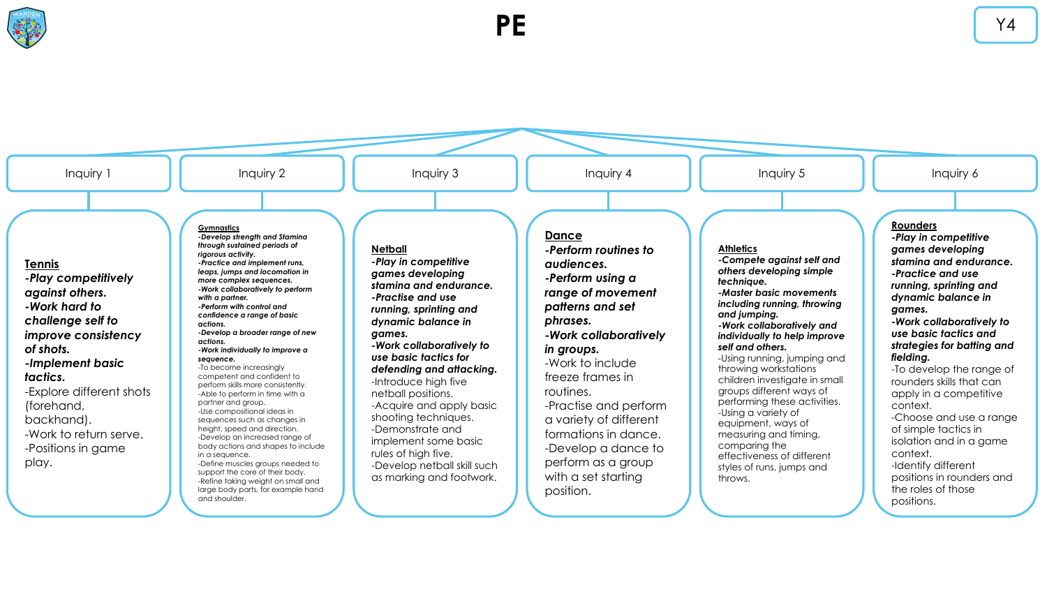# PE

Y4

## Inquiry 1

**Tennis**

***-Play competitively against others.***
***-Work hard to challenge self to improve consistency of shots.***
***-Implement basic tactics.***

-Explore different shots (forehand, backhand).
-Work to return serve.
-Positions in game play.

## Inquiry 2

**Gymnastics**

***-Develop strength and Stamina through sustained periods of rigorous activity.***
***-Practice and implement runs, leaps, jumps and locomotion in more complex sequences.***
***-Work collaboratively to perform with a partner.***
***-Perform with control and confidence a range of basic actions.***
***-Develop a broader range of new actions.***
***-Work individually to improve a sequence.***

-To become increasingly competent and confident to perform skills more consistently.
-Able to perform in time with a partner and group.
-Use compositional ideas in sequences such as changes in height, speed and direction.
-Develop an increased range of body actions and shapes to include in a sequence.
-Define muscles groups needed to support the core of their body.
-Refine taking weight on small and large body parts, for example hand and shoulder.

## Inquiry 3

**Netball**

***-Play in competitive games developing stamina and endurance.***
***-Practise and use running, sprinting and dynamic balance in games.***
***-Work collaboratively to use basic tactics for defending and attacking.***

-Introduce high five netball positions.
-Acquire and apply basic shooting techniques.
-Demonstrate and implement some basic rules of high five.
-Develop netball skill such as marking and footwork.

## Inquiry 4

**Dance**

***-Perform routines to audiences.***
***-Perform using a range of movement patterns and set phrases.***
***-Work collaboratively in groups.***

-Work to include freeze frames in routines.
-Practise and perform a variety of different formations in dance.
-Develop a dance to perform as a group with a set starting position.

## Inquiry 5

**Athletics**

***-Compete against self and others developing simple technique.***
***-Master basic movements including running, throwing and jumping.***
***-Work collaboratively and individually to help improve self and others.***

-Using running, jumping and throwing workstations children investigate in small groups different ways of performing these activities.
-Using a variety of equipment, ways of measuring and timing, comparing the effectiveness of different styles of runs, jumps and throws.

## Inquiry 6

**Rounders**

***-Play in competitive games developing stamina and endurance.***
***-Practice and use running, sprinting and dynamic balance in games.***
***-Work collaboratively to use basic tactics and strategies for batting and fielding.***

-To develop the range of rounders skills that can apply in a competitive context.
-Choose and use a range of simple tactics in isolation and in a game context.
-Identify different positions in rounders and the roles of those positions.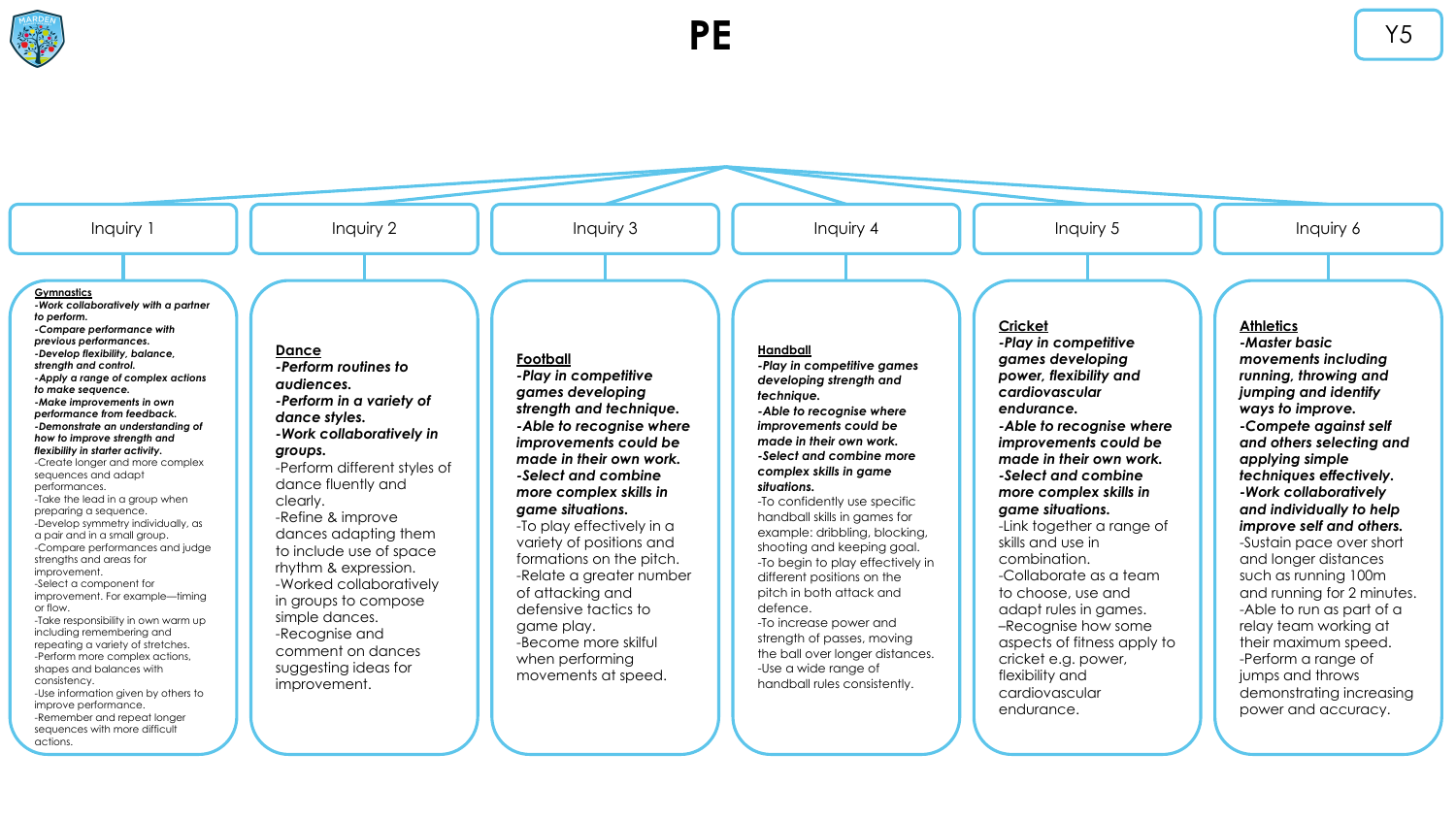# PE

Y5

## Inquiry 1

**Gymnastics**

***-Work collaboratively with a partner to perform.***
***-Compare performance with previous performances.***
***-Develop flexibility, balance, strength and control.***
***-Apply a range of complex actions to make sequence.***
***-Make improvements in own performance from feedback.***
***-Demonstrate an understanding of how to improve strength and flexibility in starter activity.***

-Create longer and more complex sequences and adapt performances.
-Take the lead in a group when preparing a sequence.
-Develop symmetry individually, as a pair and in a small group.
-Compare performances and judge strengths and areas for improvement.
-Select a component for improvement. For example—timing or flow.
-Take responsibility in own warm up including remembering and repeating a variety of stretches.
-Perform more complex actions, shapes and balances with consistency.
-Use information given by others to improve performance.
-Remember and repeat longer sequences with more difficult actions.

## Inquiry 2

**Dance**

***-Perform routines to audiences.***
***-Perform in a variety of dance styles.***
***-Work collaboratively in groups.***

-Perform different styles of dance fluently and clearly.
-Refine & improve dances adapting them to include use of space rhythm & expression.
-Worked collaboratively in groups to compose simple dances.
-Recognise and comment on dances suggesting ideas for improvement.

## Inquiry 3

**Football**

***-Play in competitive games developing strength and technique.***
***-Able to recognise where improvements could be made in their own work.***
***-Select and combine more complex skills in game situations.***

-To play effectively in a variety of positions and formations on the pitch.
-Relate a greater number of attacking and defensive tactics to game play.
-Become more skilful when performing movements at speed.

## Inquiry 4

**Handball**

***-Play in competitive games developing strength and technique.***
***-Able to recognise where improvements could be made in their own work.***
***-Select and combine more complex skills in game situations.***

-To confidently use specific handball skills in games for example: dribbling, blocking, shooting and keeping goal.
-To begin to play effectively in different positions on the pitch in both attack and defence.
-To increase power and strength of passes, moving the ball over longer distances.
-Use a wide range of handball rules consistently.

## Inquiry 5

**Cricket**

***-Play in competitive games developing power, flexibility and cardiovascular endurance.***
***-Able to recognise where improvements could be made in their own work.***
***-Select and combine more complex skills in game situations.***

-Link together a range of skills and use in combination.
-Collaborate as a team to choose, use and adapt rules in games.
–Recognise how some aspects of fitness apply to cricket e.g. power, flexibility and cardiovascular endurance.

## Inquiry 6

**Athletics**

***-Master basic movements including running, throwing and jumping and identify ways to improve.***
***-Compete against self and others selecting and applying simple techniques effectively.***
***-Work collaboratively and individually to help improve self and others.***

-Sustain pace over short and longer distances such as running 100m and running for 2 minutes.
-Able to run as part of a relay team working at their maximum speed.
-Perform a range of jumps and throws demonstrating increasing power and accuracy.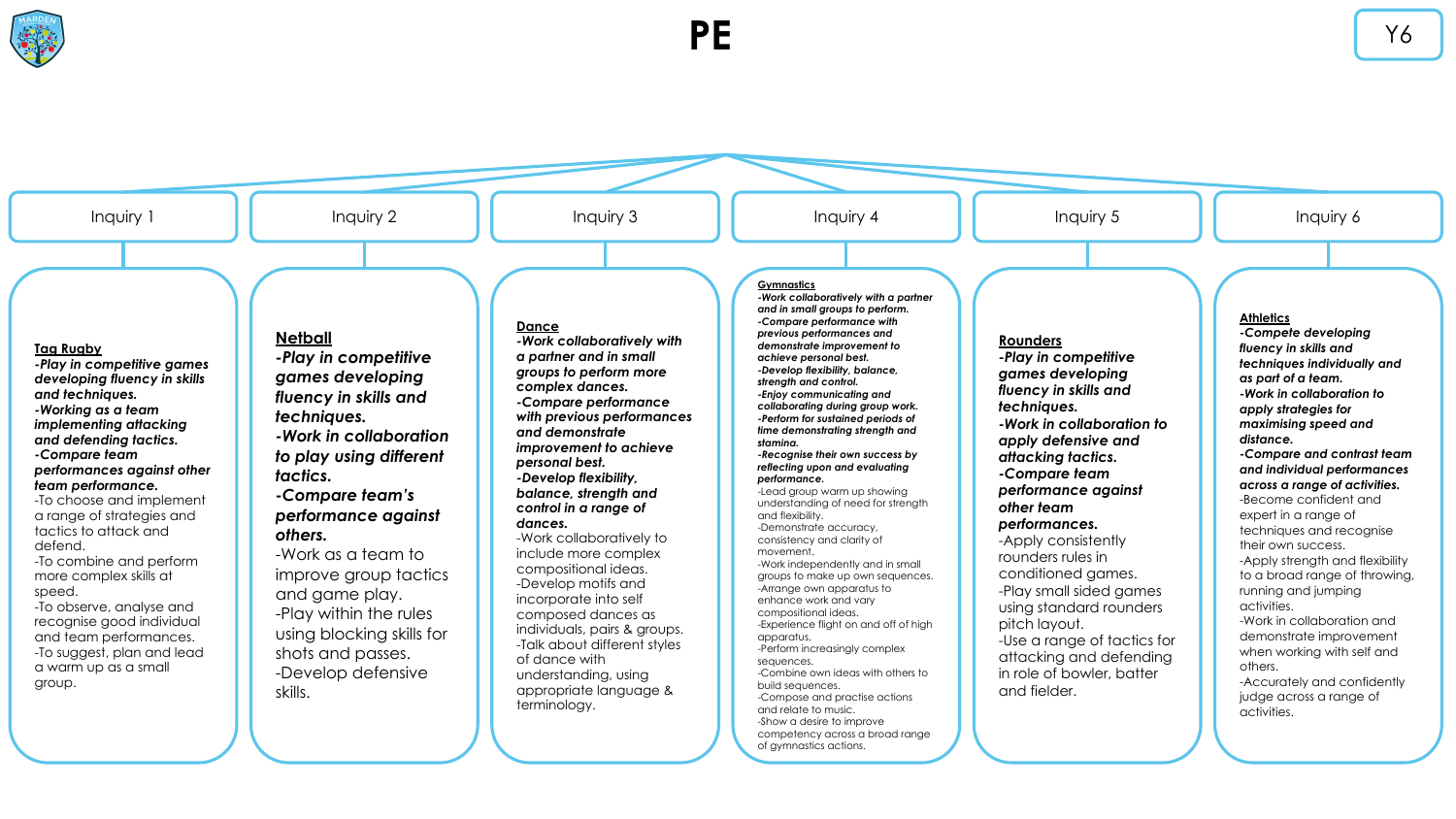# PE

Y6

## Inquiry 1

**Tag Rugby**

***-Play in competitive games developing fluency in skills and techniques.***

***-Working as a team implementing attacking and defending tactics.***

***-Compare team performances against other team performance.***

-To choose and implement a range of strategies and tactics to attack and defend.

-To combine and perform more complex skills at speed.

-To observe, analyse and recognise good individual and team performances.

-To suggest, plan and lead a warm up as a small group.

## Inquiry 2

**Netball**

***-Play in competitive games developing fluency in skills and techniques.***

***-Work in collaboration to play using different tactics.***

***-Compare team's performance against others.***

-Work as a team to improve group tactics and game play.

-Play within the rules using blocking skills for shots and passes.

-Develop defensive skills.

## Inquiry 3

**Dance**

***-Work collaboratively with a partner and in small groups to perform more complex dances.***

***-Compare performance with previous performances and demonstrate improvement to achieve personal best.***

***-Develop flexibility, balance, strength and control in a range of dances.***

-Work collaboratively to include more complex compositional ideas.

-Develop motifs and incorporate into self composed dances as individuals, pairs & groups.

-Talk about different styles of dance with understanding, using appropriate language & terminology.

## Inquiry 4

**Gymnastics**

***-Work collaboratively with a partner and in small groups to perform.***

***-Compare performance with previous performances and demonstrate improvement to achieve personal best.***

***-Develop flexibility, balance, strength and control.***

***-Enjoy communicating and collaborating during group work.***

***-Perform for sustained periods of time demonstrating strength and stamina.***

***-Recognise their own success by reflecting upon and evaluating performance.***

-Lead group warm up showing understanding of need for strength and flexibility.

-Demonstrate accuracy, consistency and clarity of movement.

-Work independently and in small groups to make up own sequences.

-Arrange own apparatus to enhance work and vary compositional ideas.

-Experience flight on and off of high apparatus.

-Perform increasingly complex sequences.

-Combine own ideas with others to build sequences.

-Compose and practise actions and relate to music.

-Show a desire to improve competency across a broad range of gymnastics actions.

## Inquiry 5

**Rounders**

***-Play in competitive games developing fluency in skills and techniques.***

***-Work in collaboration to apply defensive and attacking tactics.***

***-Compare team performance against other team performances.***

-Apply consistently rounders rules in conditioned games.

-Play small sided games using standard rounders pitch layout.

-Use a range of tactics for attacking and defending in role of bowler, batter and fielder.

## Inquiry 6

**Athletics**

***-Compete developing fluency in skills and techniques individually and as part of a team.***

***-Work in collaboration to apply strategies for maximising speed and distance.***

***-Compare and contrast team and individual performances across a range of activities.***

-Become confident and expert in a range of techniques and recognise their own success.

-Apply strength and flexibility to a broad range of throwing, running and jumping activities.

-Work in collaboration and demonstrate improvement when working with self and others.

-Accurately and confidently judge across a range of activities.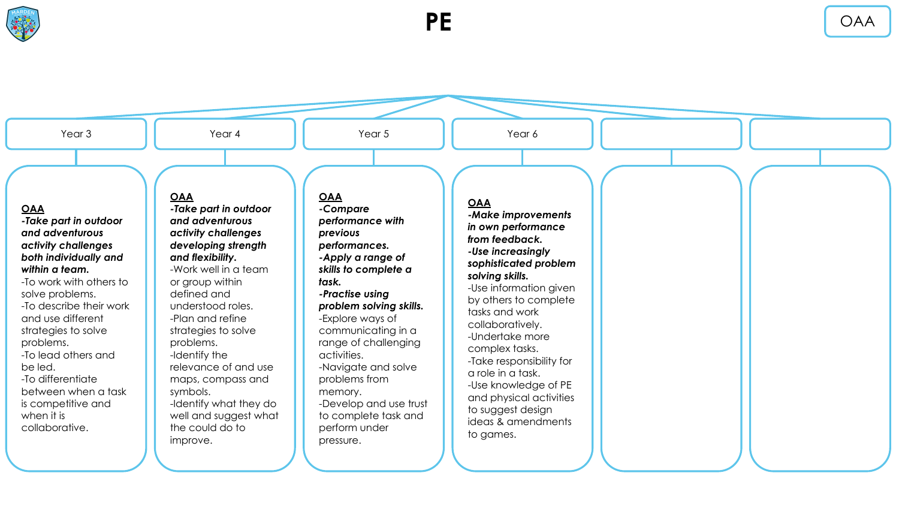# PE

OAA

| Year 3 | Year 4 | Year 5 | Year 6 | | |
|---|---|---|---|---|---|
| <u>**OAA**</u><br>***-Take part in outdoor and adventurous activity challenges both individually and within a team.***<br>-To work with others to solve problems.<br>-To describe their work and use different strategies to solve problems.<br>-To lead others and be led.<br>-To differentiate between when a task is competitive and when it is collaborative. | <u>**OAA**</u><br>***-Take part in outdoor and adventurous activity challenges developing strength and flexibility.***<br>-Work well in a team or group within defined and understood roles.<br>-Plan and refine strategies to solve problems.<br>-Identify the relevance of and use maps, compass and symbols.<br>-Identify what they do well and suggest what the could do to improve. | <u>**OAA**</u><br>***-Compare performance with previous performances.***<br>***-Apply a range of skills to complete a task.***<br>***-Practise using problem solving skills.***<br>-Explore ways of communicating in a range of challenging activities.<br>-Navigate and solve problems from memory.<br>-Develop and use trust to complete task and perform under pressure. | <u>**OAA**</u><br>***-Make improvements in own performance from feedback.***<br>***-Use increasingly sophisticated problem solving skills.***<br>-Use information given by others to complete tasks and work collaboratively.<br>-Undertake more complex tasks.<br>-Take responsibility for a role in a task.<br>-Use knowledge of PE and physical activities to suggest design ideas & amendments to games. | | |